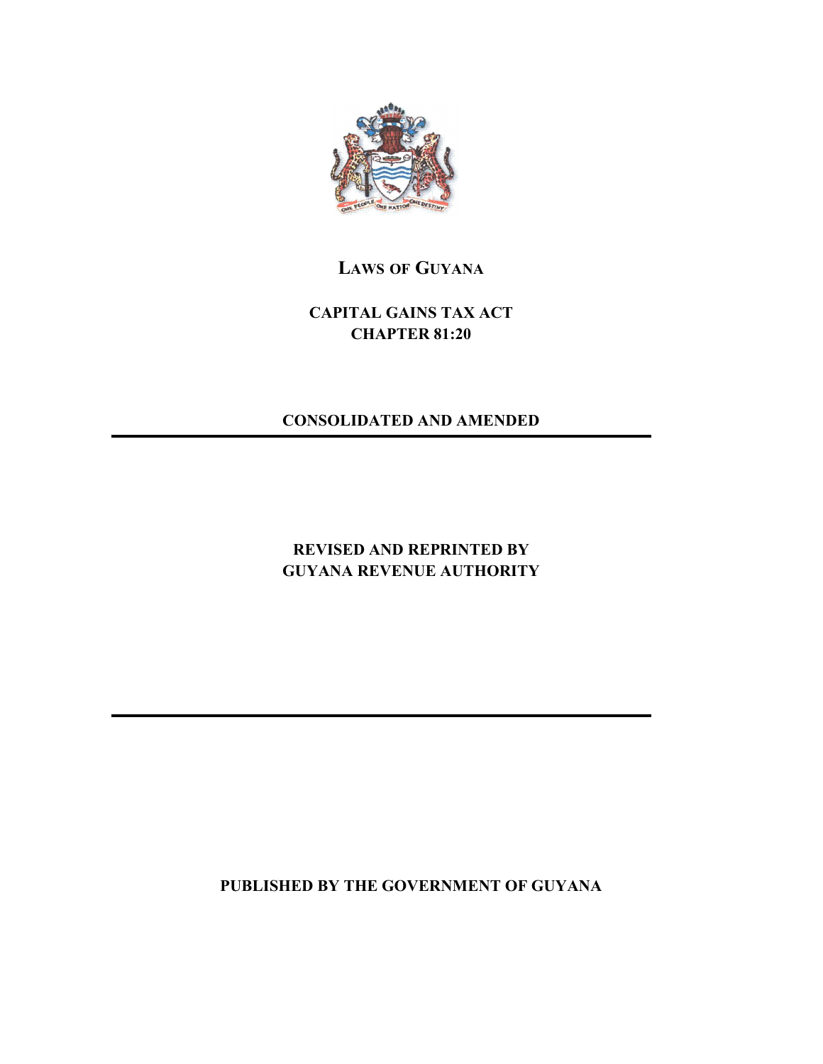# LAWS OF GUYANA

## CAPITAL GAINS TAX ACT
## CHAPTER 81:20

**CONSOLIDATED AND AMENDED**

---

**REVISED AND REPRINTED BY**
**GUYANA REVENUE AUTHORITY**

---

**PUBLISHED BY THE GOVERNMENT OF GUYANA**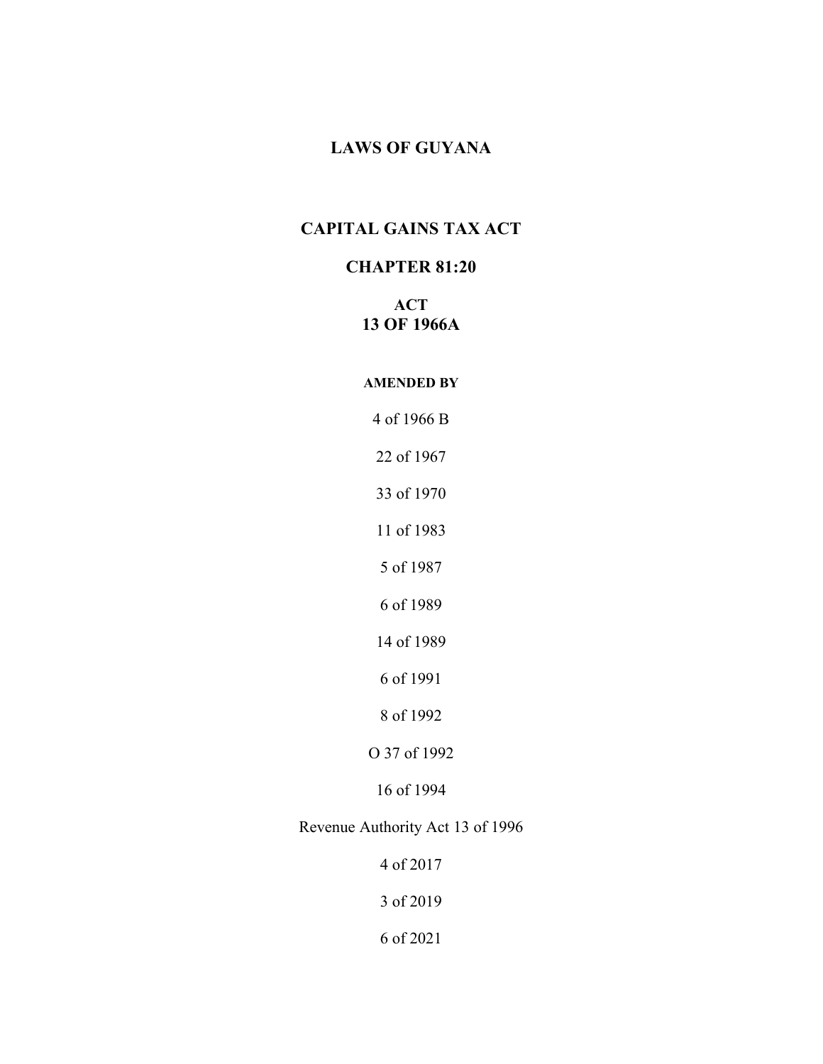# LAWS OF GUYANA

## CAPITAL GAINS TAX ACT

### CHAPTER 81:20

**ACT**
**13 OF 1966A**

**AMENDED BY**

4 of 1966 B

22 of 1967

33 of 1970

11 of 1983

5 of 1987

6 of 1989

14 of 1989

6 of 1991

8 of 1992

O 37 of 1992

16 of 1994

Revenue Authority Act 13 of 1996

4 of 2017

3 of 2019

6 of 2021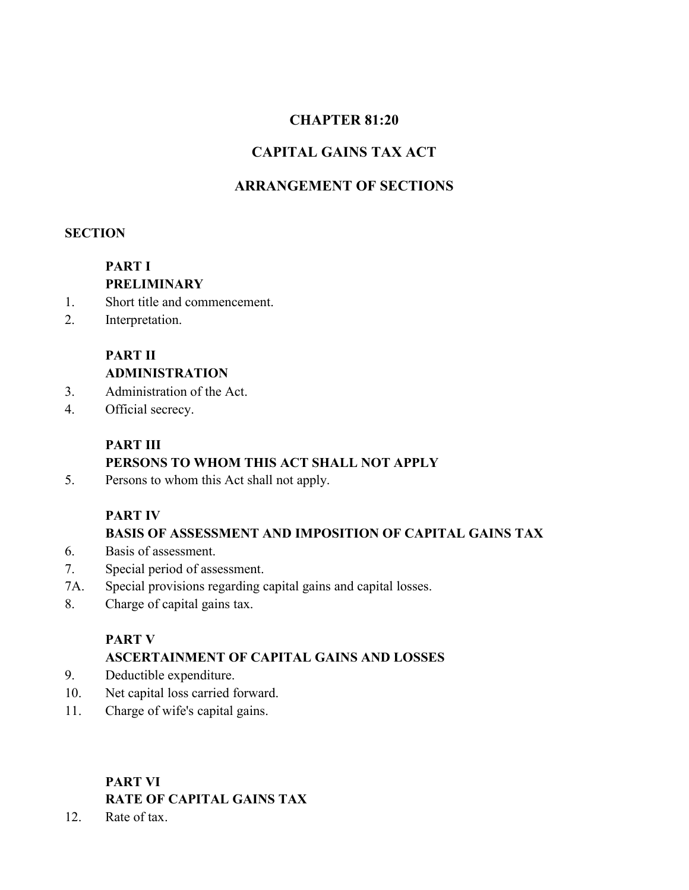# CHAPTER 81:20

# CAPITAL GAINS TAX ACT

## ARRANGEMENT OF SECTIONS

**SECTION**

**PART I**
**PRELIMINARY**

1. Short title and commencement.
2. Interpretation.

**PART II**
**ADMINISTRATION**

3. Administration of the Act.
4. Official secrecy.

**PART III**
**PERSONS TO WHOM THIS ACT SHALL NOT APPLY**

5. Persons to whom this Act shall not apply.

**PART IV**
**BASIS OF ASSESSMENT AND IMPOSITION OF CAPITAL GAINS TAX**

6. Basis of assessment.
7. Special period of assessment.

7A. Special provisions regarding capital gains and capital losses.

8. Charge of capital gains tax.

**PART V**
**ASCERTAINMENT OF CAPITAL GAINS AND LOSSES**

9. Deductible expenditure.
10. Net capital loss carried forward.
11. Charge of wife's capital gains.

**PART VI**
**RATE OF CAPITAL GAINS TAX**

12. Rate of tax.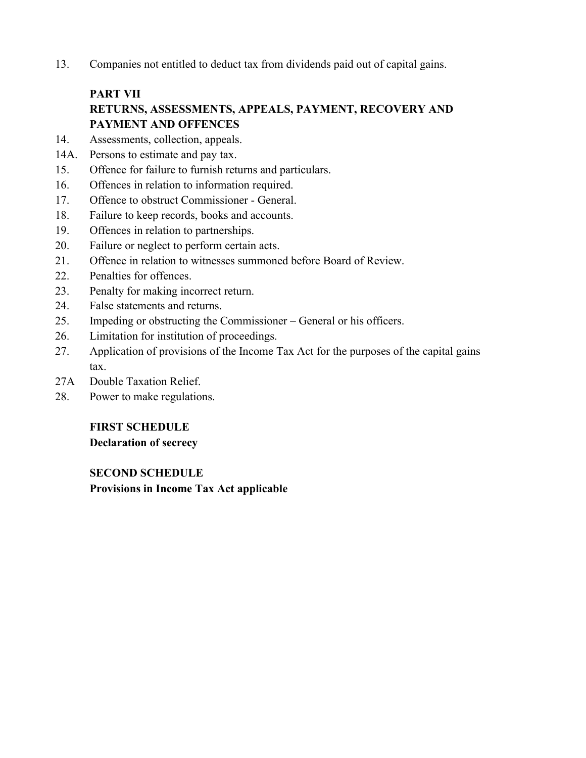13. Companies not entitled to deduct tax from dividends paid out of capital gains.

**PART VII**

**RETURNS, ASSESSMENTS, APPEALS, PAYMENT, RECOVERY AND PAYMENT AND OFFENCES**

14. Assessments, collection, appeals.

14A. Persons to estimate and pay tax.

15. Offence for failure to furnish returns and particulars.

16. Offences in relation to information required.

17. Offence to obstruct Commissioner - General.

18. Failure to keep records, books and accounts.

19. Offences in relation to partnerships.

20. Failure or neglect to perform certain acts.

21. Offence in relation to witnesses summoned before Board of Review.

22. Penalties for offences.

23. Penalty for making incorrect return.

24. False statements and returns.

25. Impeding or obstructing the Commissioner – General or his officers.

26. Limitation for institution of proceedings.

27. Application of provisions of the Income Tax Act for the purposes of the capital gains tax.

27A Double Taxation Relief.

28. Power to make regulations.

**FIRST SCHEDULE**
**Declaration of secrecy**

**SECOND SCHEDULE**
**Provisions in Income Tax Act applicable**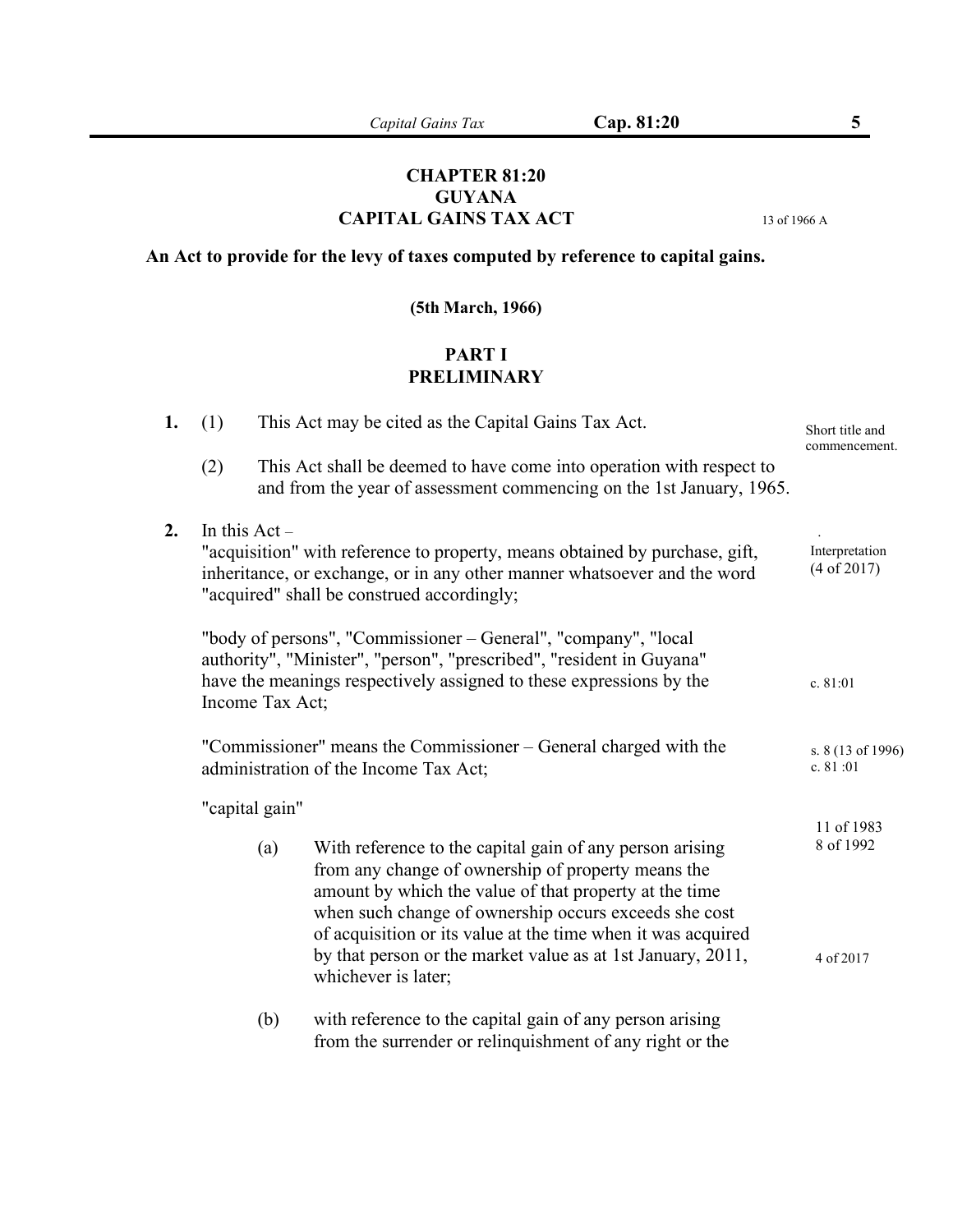# CHAPTER 81:20
# GUYANA
# CAPITAL GAINS TAX ACT

13 of 1966 A

**An Act to provide for the levy of taxes computed by reference to capital gains.**

**(5th March, 1966)**

## PART I
## PRELIMINARY

**1.** (1) This Act may be cited as the Capital Gains Tax Act.

Short title and commencement.

(2) This Act shall be deemed to have come into operation with respect to and from the year of assessment commencing on the 1st January, 1965.

**2.** In this Act –

Interpretation (4 of 2017)

"acquisition" with reference to property, means obtained by purchase, gift, inheritance, or exchange, or in any other manner whatsoever and the word "acquired" shall be construed accordingly;

"body of persons", "Commissioner – General", "company", "local authority", "Minister", "person", "prescribed", "resident in Guyana" have the meanings respectively assigned to these expressions by the Income Tax Act;

c. 81:01

"Commissioner" means the Commissioner – General charged with the administration of the Income Tax Act;

s. 8 (13 of 1996) c. 81 :01

"capital gain"

11 of 1983
8 of 1992

(a) With reference to the capital gain of any person arising from any change of ownership of property means the amount by which the value of that property at the time when such change of ownership occurs exceeds she cost of acquisition or its value at the time when it was acquired by that person or the market value as at 1st January, 2011, whichever is later;

4 of 2017

(b) with reference to the capital gain of any person arising from the surrender or relinquishment of any right or the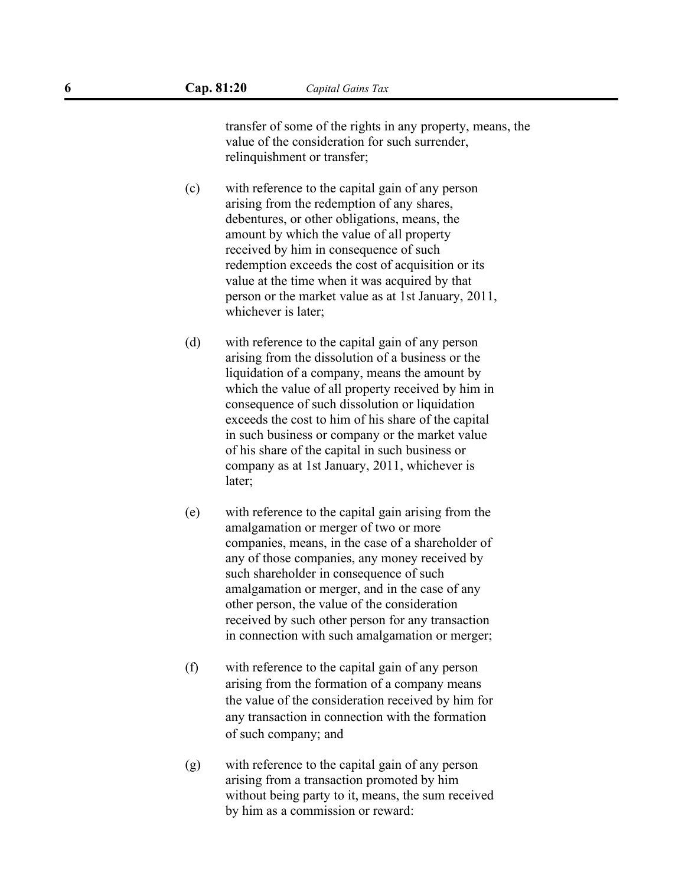transfer of some of the rights in any property, means, the value of the consideration for such surrender, relinquishment or transfer;

(c) with reference to the capital gain of any person arising from the redemption of any shares, debentures, or other obligations, means, the amount by which the value of all property received by him in consequence of such redemption exceeds the cost of acquisition or its value at the time when it was acquired by that person or the market value as at 1st January, 2011, whichever is later;

(d) with reference to the capital gain of any person arising from the dissolution of a business or the liquidation of a company, means the amount by which the value of all property received by him in consequence of such dissolution or liquidation exceeds the cost to him of his share of the capital in such business or company or the market value of his share of the capital in such business or company as at 1st January, 2011, whichever is later;

(e) with reference to the capital gain arising from the amalgamation or merger of two or more companies, means, in the case of a shareholder of any of those companies, any money received by such shareholder in consequence of such amalgamation or merger, and in the case of any other person, the value of the consideration received by such other person for any transaction in connection with such amalgamation or merger;

(f) with reference to the capital gain of any person arising from the formation of a company means the value of the consideration received by him for any transaction in connection with the formation of such company; and

(g) with reference to the capital gain of any person arising from a transaction promoted by him without being party to it, means, the sum received by him as a commission or reward: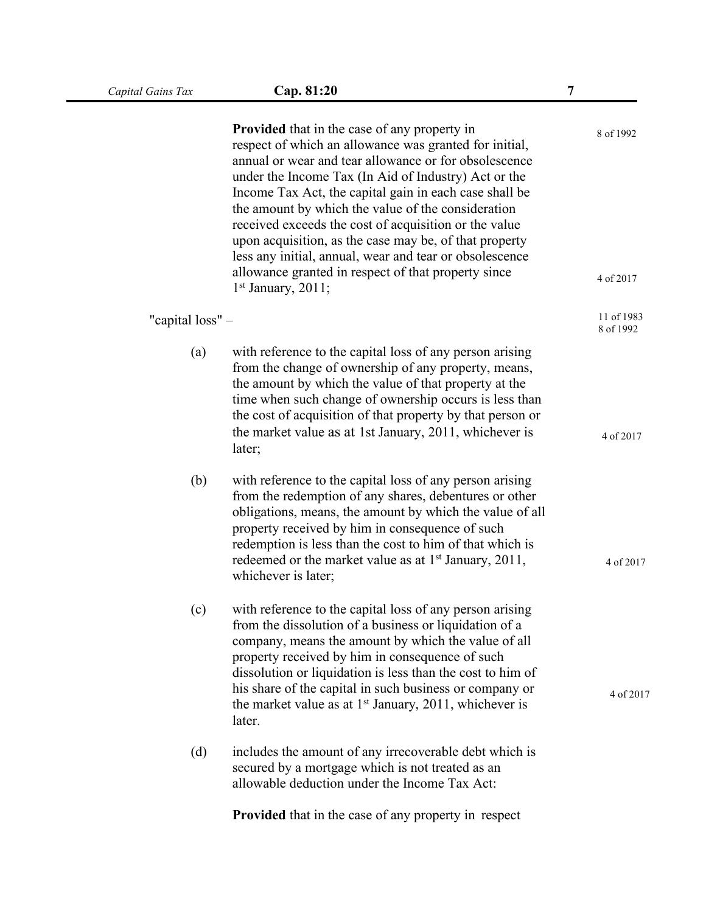**Provided** that in the case of any property in respect of which an allowance was granted for initial, annual or wear and tear allowance or for obsolescence under the Income Tax (In Aid of Industry) Act or the Income Tax Act, the capital gain in each case shall be the amount by which the value of the consideration received exceeds the cost of acquisition or the value upon acquisition, as the case may be, of that property less any initial, annual, wear and tear or obsolescence allowance granted in respect of that property since 1st January, 2011;

8 of 1992

4 of 2017

"capital loss" –

11 of 1983
8 of 1992

(a) with reference to the capital loss of any person arising from the change of ownership of any property, means, the amount by which the value of that property at the time when such change of ownership occurs is less than the cost of acquisition of that property by that person or the market value as at 1st January, 2011, whichever is later;

4 of 2017

(b) with reference to the capital loss of any person arising from the redemption of any shares, debentures or other obligations, means, the amount by which the value of all property received by him in consequence of such redemption is less than the cost to him of that which is redeemed or the market value as at 1st January, 2011, whichever is later;

4 of 2017

(c) with reference to the capital loss of any person arising from the dissolution of a business or liquidation of a company, means the amount by which the value of all property received by him in consequence of such dissolution or liquidation is less than the cost to him of his share of the capital in such business or company or the market value as at 1st January, 2011, whichever is later.

4 of 2017

(d) includes the amount of any irrecoverable debt which is secured by a mortgage which is not treated as an allowable deduction under the Income Tax Act:

**Provided** that in the case of any property in respect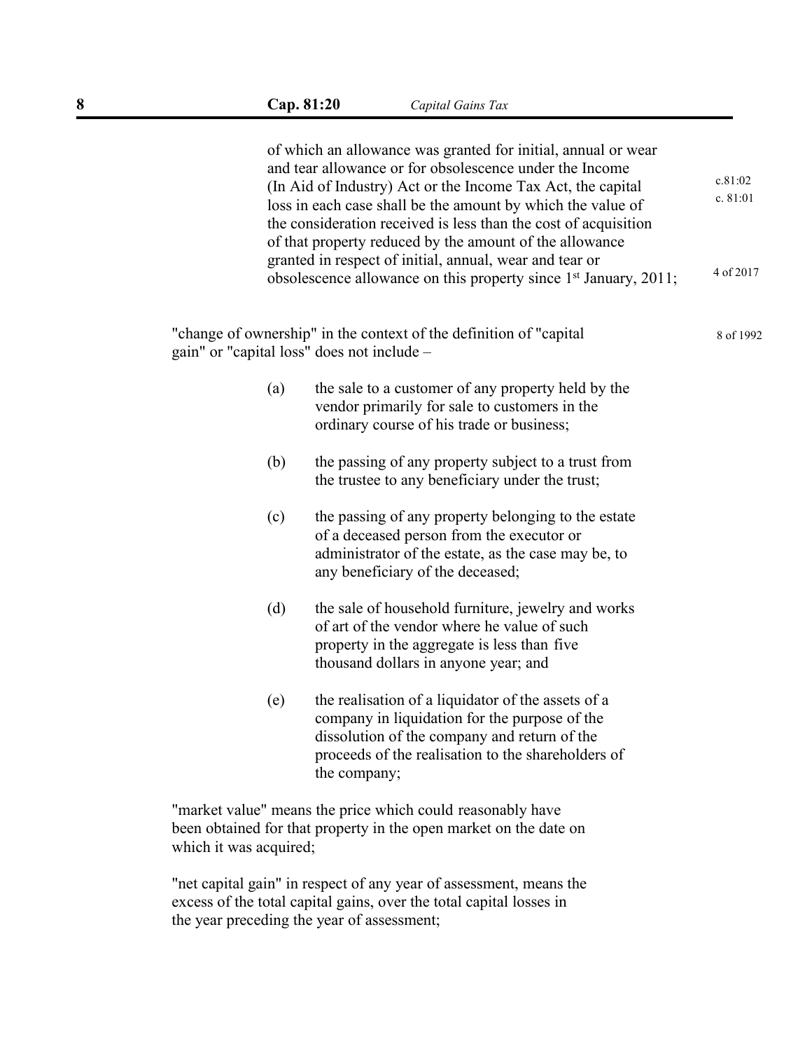of which an allowance was granted for initial, annual or wear and tear allowance or for obsolescence under the Income (In Aid of Industry) Act or the Income Tax Act, the capital loss in each case shall be the amount by which the value of the consideration received is less than the cost of acquisition of that property reduced by the amount of the allowance granted in respect of initial, annual, wear and tear or obsolescence allowance on this property since 1st January, 2011;

c.81:02
c. 81:01

4 of 2017

"change of ownership" in the context of the definition of "capital gain" or "capital loss" does not include –

8 of 1992

(a) the sale to a customer of any property held by the vendor primarily for sale to customers in the ordinary course of his trade or business;

(b) the passing of any property subject to a trust from the trustee to any beneficiary under the trust;

(c) the passing of any property belonging to the estate of a deceased person from the executor or administrator of the estate, as the case may be, to any beneficiary of the deceased;

(d) the sale of household furniture, jewelry and works of art of the vendor where he value of such property in the aggregate is less than five thousand dollars in anyone year; and

(e) the realisation of a liquidator of the assets of a company in liquidation for the purpose of the dissolution of the company and return of the proceeds of the realisation to the shareholders of the company;

"market value" means the price which could reasonably have been obtained for that property in the open market on the date on which it was acquired;

"net capital gain" in respect of any year of assessment, means the excess of the total capital gains, over the total capital losses in the year preceding the year of assessment;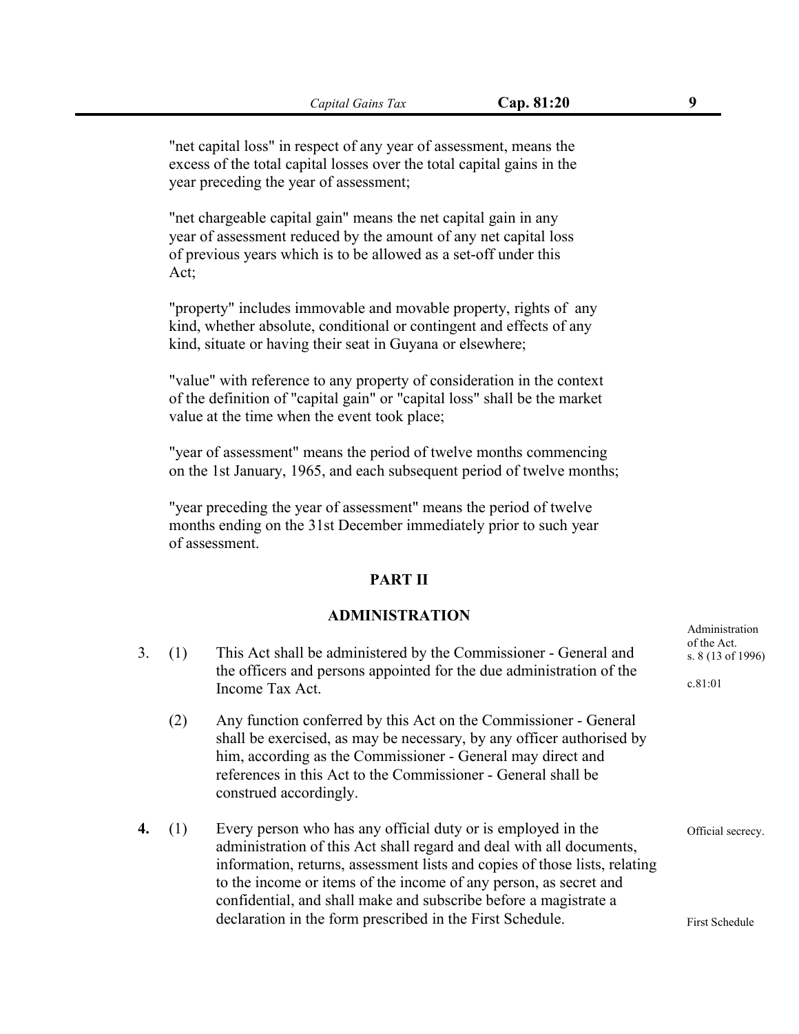"net capital loss" in respect of any year of assessment, means the excess of the total capital losses over the total capital gains in the year preceding the year of assessment;

"net chargeable capital gain" means the net capital gain in any year of assessment reduced by the amount of any net capital loss of previous years which is to be allowed as a set-off under this Act;

"property" includes immovable and movable property, rights of any kind, whether absolute, conditional or contingent and effects of any kind, situate or having their seat in Guyana or elsewhere;

"value" with reference to any property of consideration in the context of the definition of "capital gain" or "capital loss" shall be the market value at the time when the event took place;

"year of assessment" means the period of twelve months commencing on the 1st January, 1965, and each subsequent period of twelve months;

"year preceding the year of assessment" means the period of twelve months ending on the 31st December immediately prior to such year of assessment.

## PART II

## ADMINISTRATION

Administration of the Act. s. 8 (13 of 1996)

c.81:01

3. (1) This Act shall be administered by the Commissioner - General and the officers and persons appointed for the due administration of the Income Tax Act.

(2) Any function conferred by this Act on the Commissioner - General shall be exercised, as may be necessary, by any officer authorised by him, according as the Commissioner - General may direct and references in this Act to the Commissioner - General shall be construed accordingly.

Official secrecy.

**4.** (1) Every person who has any official duty or is employed in the administration of this Act shall regard and deal with all documents, information, returns, assessment lists and copies of those lists, relating to the income or items of the income of any person, as secret and confidential, and shall make and subscribe before a magistrate a declaration in the form prescribed in the First Schedule.

First Schedule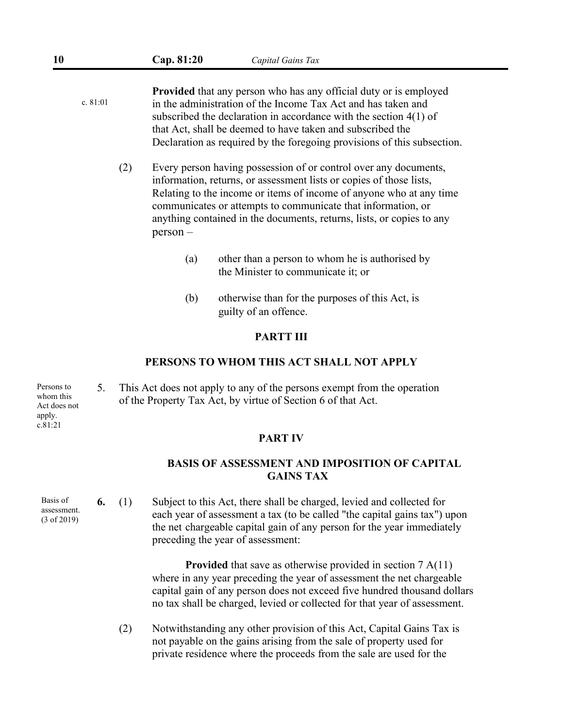c. 81:01

**Provided** that any person who has any official duty or is employed in the administration of the Income Tax Act and has taken and subscribed the declaration in accordance with the section 4(1) of that Act, shall be deemed to have taken and subscribed the Declaration as required by the foregoing provisions of this subsection.

(2) Every person having possession of or control over any documents, information, returns, or assessment lists or copies of those lists, Relating to the income or items of income of anyone who at any time communicates or attempts to communicate that information, or anything contained in the documents, returns, lists, or copies to any person –

(a) other than a person to whom he is authorised by the Minister to communicate it; or

(b) otherwise than for the purposes of this Act, is guilty of an offence.

## PARTT III

## PERSONS TO WHOM THIS ACT SHALL NOT APPLY

Persons to whom this Act does not apply. c.81:21

5. This Act does not apply to any of the persons exempt from the operation of the Property Tax Act, by virtue of Section 6 of that Act.

## PART IV

## BASIS OF ASSESSMENT AND IMPOSITION OF CAPITAL GAINS TAX

Basis of assessment. (3 of 2019)

**6.** (1) Subject to this Act, there shall be charged, levied and collected for each year of assessment a tax (to be called "the capital gains tax") upon the net chargeable capital gain of any person for the year immediately preceding the year of assessment:

**Provided** that save as otherwise provided in section 7 A(11) where in any year preceding the year of assessment the net chargeable capital gain of any person does not exceed five hundred thousand dollars no tax shall be charged, levied or collected for that year of assessment.

(2) Notwithstanding any other provision of this Act, Capital Gains Tax is not payable on the gains arising from the sale of property used for private residence where the proceeds from the sale are used for the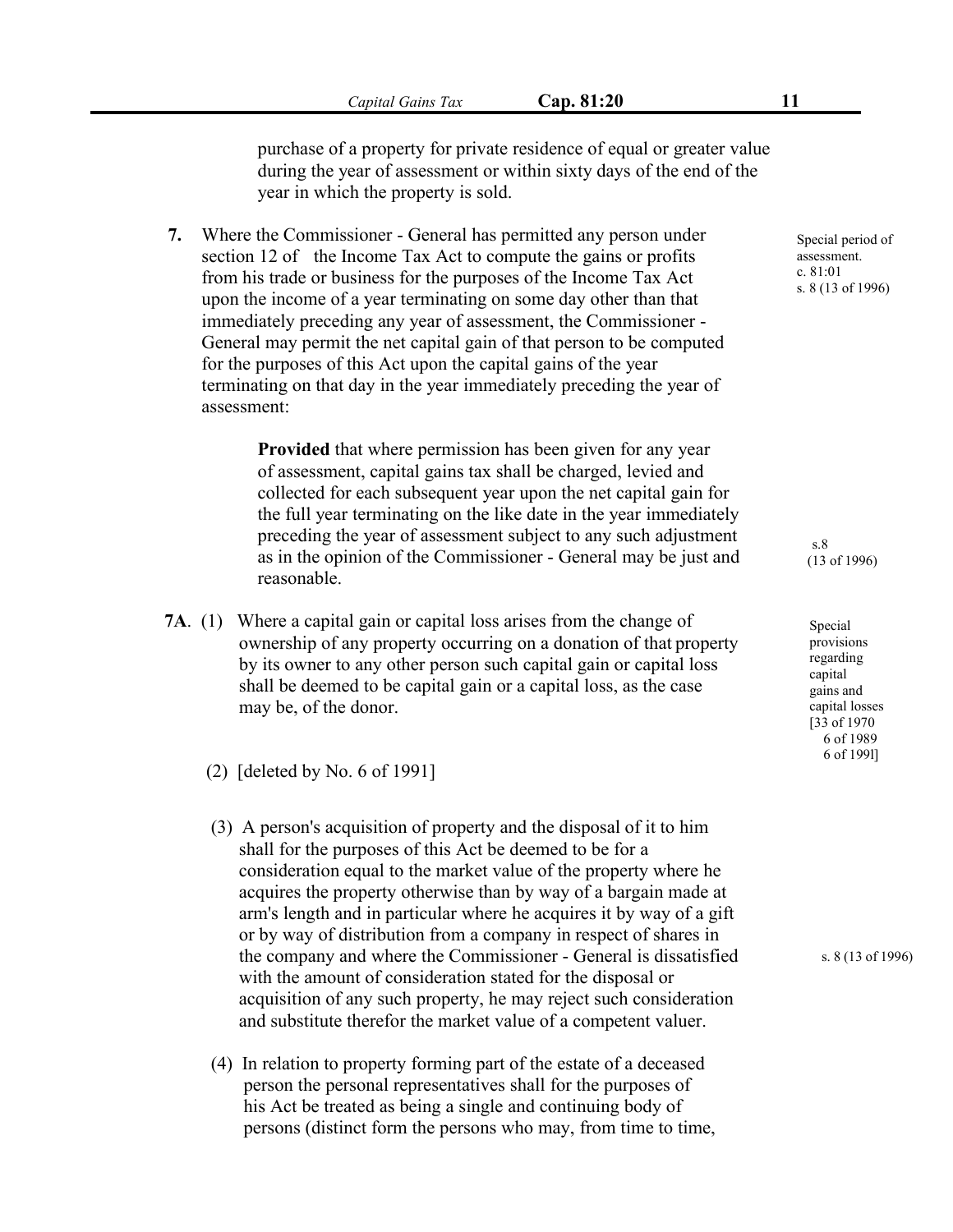purchase of a property for private residence of equal or greater value during the year of assessment or within sixty days of the end of the year in which the property is sold.

**7.** Where the Commissioner - General has permitted any person under section 12 of the Income Tax Act to compute the gains or profits from his trade or business for the purposes of the Income Tax Act upon the income of a year terminating on some day other than that immediately preceding any year of assessment, the Commissioner - General may permit the net capital gain of that person to be computed for the purposes of this Act upon the capital gains of the year terminating on that day in the year immediately preceding the year of assessment:

*Special period of assessment. c. 81:01 s. 8 (13 of 1996)*

> **Provided** that where permission has been given for any year of assessment, capital gains tax shall be charged, levied and collected for each subsequent year upon the net capital gain for the full year terminating on the like date in the year immediately preceding the year of assessment subject to any such adjustment as in the opinion of the Commissioner - General may be just and reasonable.

*s.8 (13 of 1996)*

**7A**. (1) Where a capital gain or capital loss arises from the change of ownership of any property occurring on a donation of that property by its owner to any other person such capital gain or capital loss shall be deemed to be capital gain or a capital loss, as the case may be, of the donor.

*Special provisions regarding capital gains and capital losses [33 of 1970 6 of 1989 6 of 1991]*

(2) [deleted by No. 6 of 1991]

(3) A person's acquisition of property and the disposal of it to him shall for the purposes of this Act be deemed to be for a consideration equal to the market value of the property where he acquires the property otherwise than by way of a bargain made at arm's length and in particular where he acquires it by way of a gift or by way of distribution from a company in respect of shares in the company and where the Commissioner - General is dissatisfied with the amount of consideration stated for the disposal or acquisition of any such property, he may reject such consideration and substitute therefor the market value of a competent valuer.

*s. 8 (13 of 1996)*

(4) In relation to property forming part of the estate of a deceased person the personal representatives shall for the purposes of his Act be treated as being a single and continuing body of persons (distinct form the persons who may, from time to time,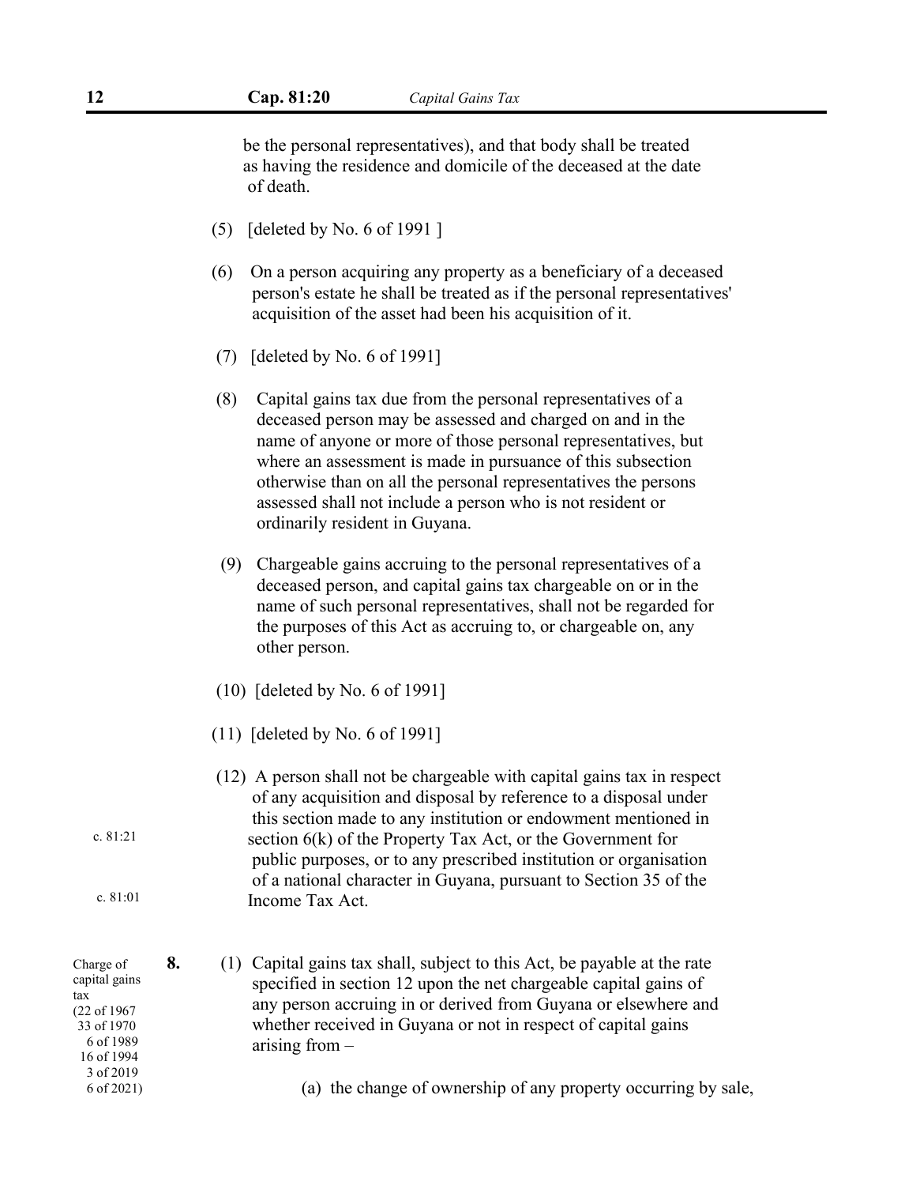be the personal representatives), and that body shall be treated as having the residence and domicile of the deceased at the date of death.

(5) [deleted by No. 6 of 1991 ]

(6) On a person acquiring any property as a beneficiary of a deceased person's estate he shall be treated as if the personal representatives' acquisition of the asset had been his acquisition of it.

(7) [deleted by No. 6 of 1991]

(8) Capital gains tax due from the personal representatives of a deceased person may be assessed and charged on and in the name of anyone or more of those personal representatives, but where an assessment is made in pursuance of this subsection otherwise than on all the personal representatives the persons assessed shall not include a person who is not resident or ordinarily resident in Guyana.

(9) Chargeable gains accruing to the personal representatives of a deceased person, and capital gains tax chargeable on or in the name of such personal representatives, shall not be regarded for the purposes of this Act as accruing to, or chargeable on, any other person.

(10) [deleted by No. 6 of 1991]

(11) [deleted by No. 6 of 1991]

(12) A person shall not be chargeable with capital gains tax in respect of any acquisition and disposal by reference to a disposal under this section made to any institution or endowment mentioned in section 6(k) of the Property Tax Act, or the Government for public purposes, or to any prescribed institution or organisation of a national character in Guyana, pursuant to Section 35 of the Income Tax Act.

c. 81:21

c. 81:01

Charge of capital gains tax (22 of 1967 33 of 1970 6 of 1989 16 of 1994 3 of 2019 6 of 2021)

**8.** (1) Capital gains tax shall, subject to this Act, be payable at the rate specified in section 12 upon the net chargeable capital gains of any person accruing in or derived from Guyana or elsewhere and whether received in Guyana or not in respect of capital gains arising from –

(a) the change of ownership of any property occurring by sale,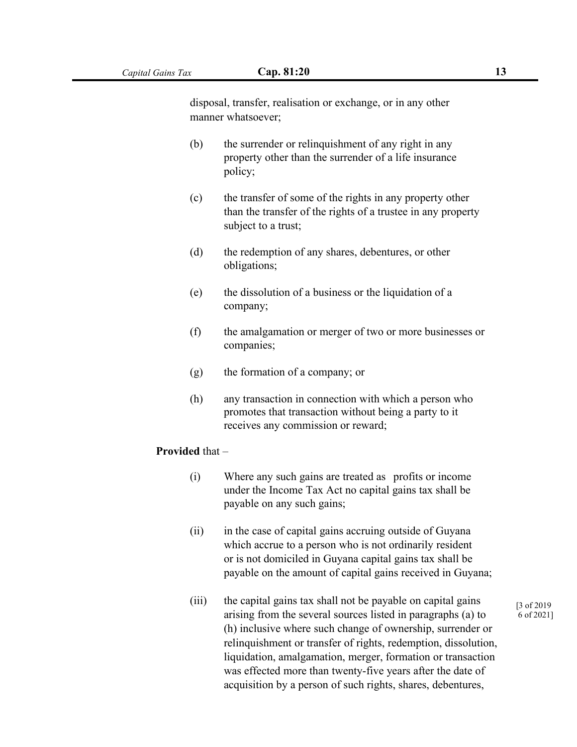disposal, transfer, realisation or exchange, or in any other manner whatsoever;

(b) the surrender or relinquishment of any right in any property other than the surrender of a life insurance policy;

(c) the transfer of some of the rights in any property other than the transfer of the rights of a trustee in any property subject to a trust;

(d) the redemption of any shares, debentures, or other obligations;

(e) the dissolution of a business or the liquidation of a company;

(f) the amalgamation or merger of two or more businesses or companies;

(g) the formation of a company; or

(h) any transaction in connection with which a person who promotes that transaction without being a party to it receives any commission or reward;

**Provided** that –

(i) Where any such gains are treated as profits or income under the Income Tax Act no capital gains tax shall be payable on any such gains;

(ii) in the case of capital gains accruing outside of Guyana which accrue to a person who is not ordinarily resident or is not domiciled in Guyana capital gains tax shall be payable on the amount of capital gains received in Guyana;

(iii) the capital gains tax shall not be payable on capital gains arising from the several sources listed in paragraphs (a) to (h) inclusive where such change of ownership, surrender or relinquishment or transfer of rights, redemption, dissolution, liquidation, amalgamation, merger, formation or transaction was effected more than twenty-five years after the date of acquisition by a person of such rights, shares, debentures,

[3 of 2019
6 of 2021]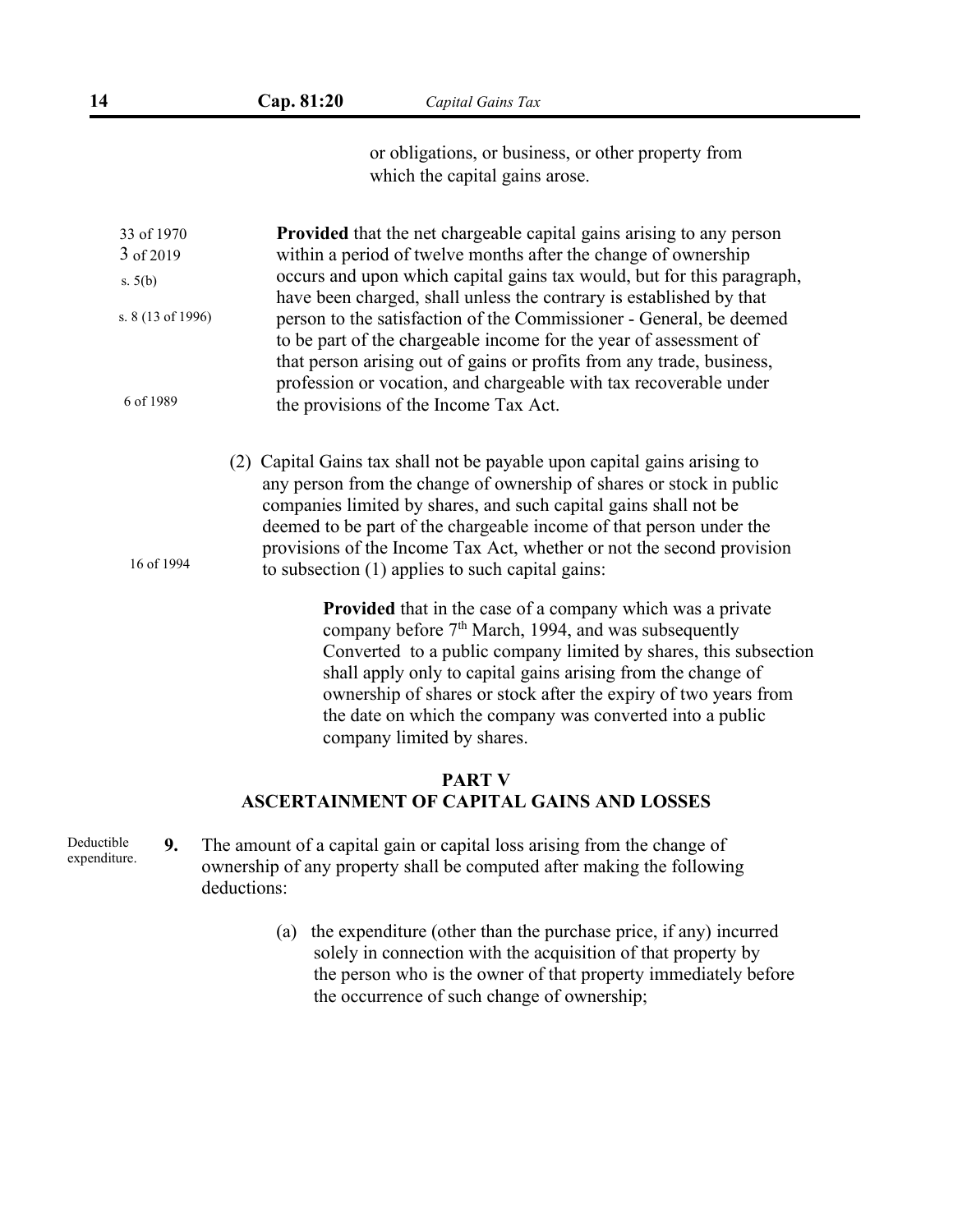or obligations, or business, or other property from which the capital gains arose.

33 of 1970
3 of 2019
s. 5(b)
s. 8 (13 of 1996)
6 of 1989

**Provided** that the net chargeable capital gains arising to any person within a period of twelve months after the change of ownership occurs and upon which capital gains tax would, but for this paragraph, have been charged, shall unless the contrary is established by that person to the satisfaction of the Commissioner - General, be deemed to be part of the chargeable income for the year of assessment of that person arising out of gains or profits from any trade, business, profession or vocation, and chargeable with tax recoverable under the provisions of the Income Tax Act.

16 of 1994

(2) Capital Gains tax shall not be payable upon capital gains arising to any person from the change of ownership of shares or stock in public companies limited by shares, and such capital gains shall not be deemed to be part of the chargeable income of that person under the provisions of the Income Tax Act, whether or not the second provision to subsection (1) applies to such capital gains:

**Provided** that in the case of a company which was a private company before 7th March, 1994, and was subsequently Converted to a public company limited by shares, this subsection shall apply only to capital gains arising from the change of ownership of shares or stock after the expiry of two years from the date on which the company was converted into a public company limited by shares.

## PART V
## ASCERTAINMENT OF CAPITAL GAINS AND LOSSES

Deductible expenditure.

**9.** The amount of a capital gain or capital loss arising from the change of ownership of any property shall be computed after making the following deductions:

(a) the expenditure (other than the purchase price, if any) incurred solely in connection with the acquisition of that property by the person who is the owner of that property immediately before the occurrence of such change of ownership;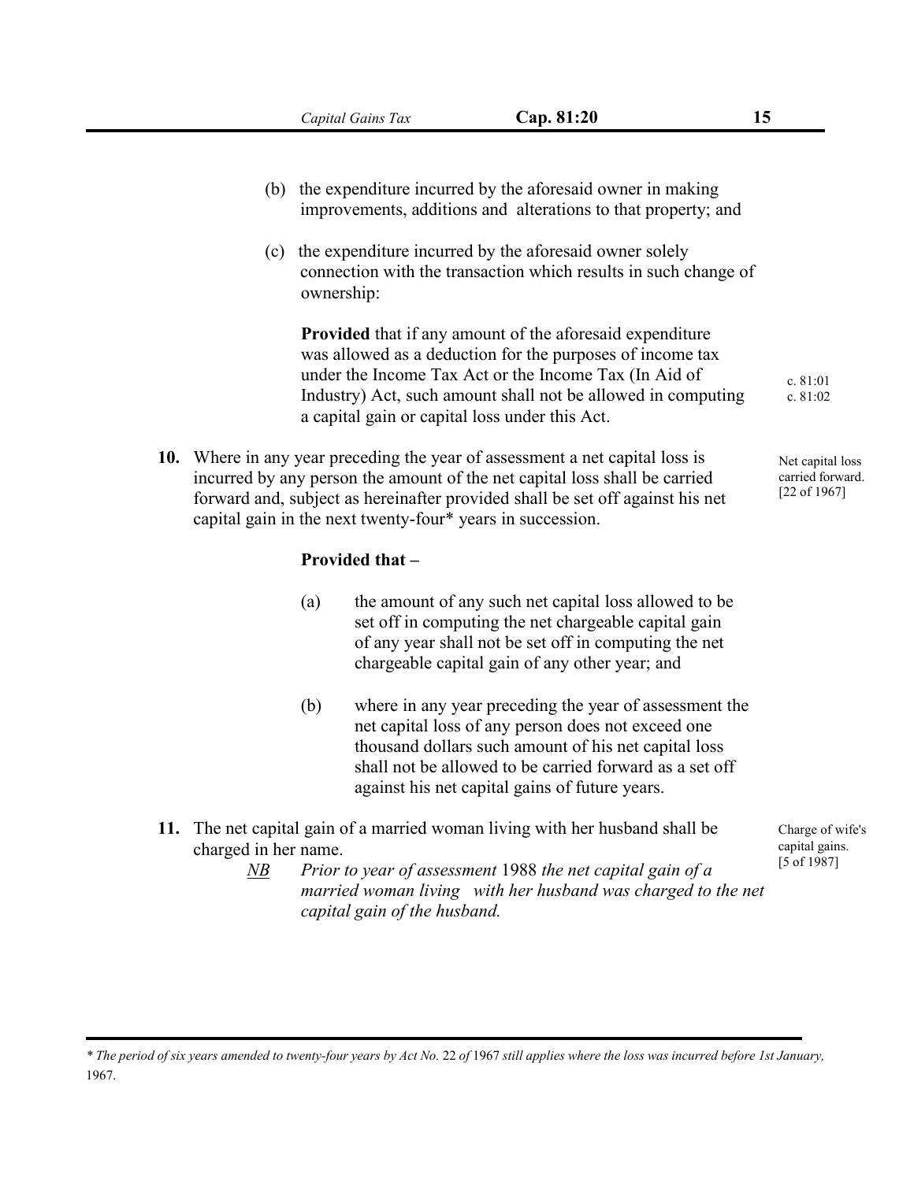(b) the expenditure incurred by the aforesaid owner in making improvements, additions and alterations to that property; and

(c) the expenditure incurred by the aforesaid owner solely connection with the transaction which results in such change of ownership:

**Provided** that if any amount of the aforesaid expenditure was allowed as a deduction for the purposes of income tax under the Income Tax Act or the Income Tax (In Aid of Industry) Act, such amount shall not be allowed in computing a capital gain or capital loss under this Act.

c. 81:01
c. 81:02

Net capital loss carried forward. [22 of 1967]

**10.** Where in any year preceding the year of assessment a net capital loss is incurred by any person the amount of the net capital loss shall be carried forward and, subject as hereinafter provided shall be set off against his net capital gain in the next twenty-four* years in succession.

**Provided that –**

(a) the amount of any such net capital loss allowed to be set off in computing the net chargeable capital gain of any year shall not be set off in computing the net chargeable capital gain of any other year; and

(b) where in any year preceding the year of assessment the net capital loss of any person does not exceed one thousand dollars such amount of his net capital loss shall not be allowed to be carried forward as a set off against his net capital gains of future years.

Charge of wife's capital gains. [5 of 1987]

**11.** The net capital gain of a married woman living with her husband shall be charged in her name.

<u>*NB*</u> *Prior to year of assessment* 1988 *the net capital gain of a married woman living with her husband was charged to the net capital gain of the husband.*

---

\* *The period of six years amended to twenty-four years by Act No.* 22 *of* 1967 *still applies where the loss was incurred before 1st January,* 1967.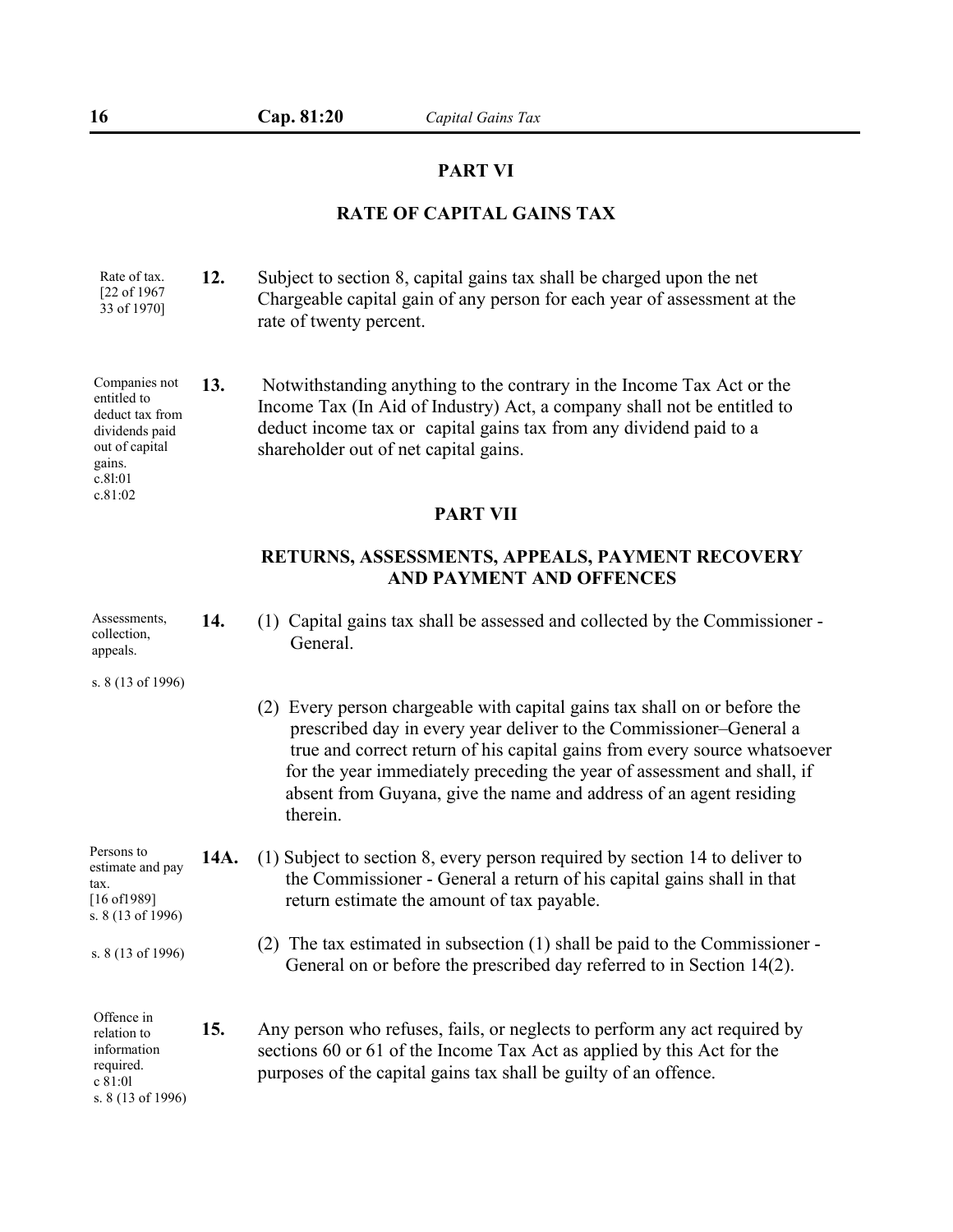## PART VI

## RATE OF CAPITAL GAINS TAX

Rate of tax. [22 of 1967 33 of 1970]

**12.** Subject to section 8, capital gains tax shall be charged upon the net Chargeable capital gain of any person for each year of assessment at the rate of twenty percent.

Companies not entitled to deduct tax from dividends paid out of capital gains. c.8l:01 c.81:02

**13.** Notwithstanding anything to the contrary in the Income Tax Act or the Income Tax (In Aid of Industry) Act, a company shall not be entitled to deduct income tax or capital gains tax from any dividend paid to a shareholder out of net capital gains.

## PART VII

## RETURNS, ASSESSMENTS, APPEALS, PAYMENT RECOVERY AND PAYMENT AND OFFENCES

Assessments, collection, appeals.

s. 8 (13 of 1996)

**14.** (1) Capital gains tax shall be assessed and collected by the Commissioner - General.

(2) Every person chargeable with capital gains tax shall on or before the prescribed day in every year deliver to the Commissioner–General a true and correct return of his capital gains from every source whatsoever for the year immediately preceding the year of assessment and shall, if absent from Guyana, give the name and address of an agent residing therein.

Persons to estimate and pay tax. [16 of1989] s. 8 (13 of 1996)

**14A.** (1) Subject to section 8, every person required by section 14 to deliver to the Commissioner - General a return of his capital gains shall in that return estimate the amount of tax payable.

s. 8 (13 of 1996)

(2) The tax estimated in subsection (1) shall be paid to the Commissioner - General on or before the prescribed day referred to in Section 14(2).

Offence in relation to information required. c 81:0l s. 8 (13 of 1996)

**15.** Any person who refuses, fails, or neglects to perform any act required by sections 60 or 61 of the Income Tax Act as applied by this Act for the purposes of the capital gains tax shall be guilty of an offence.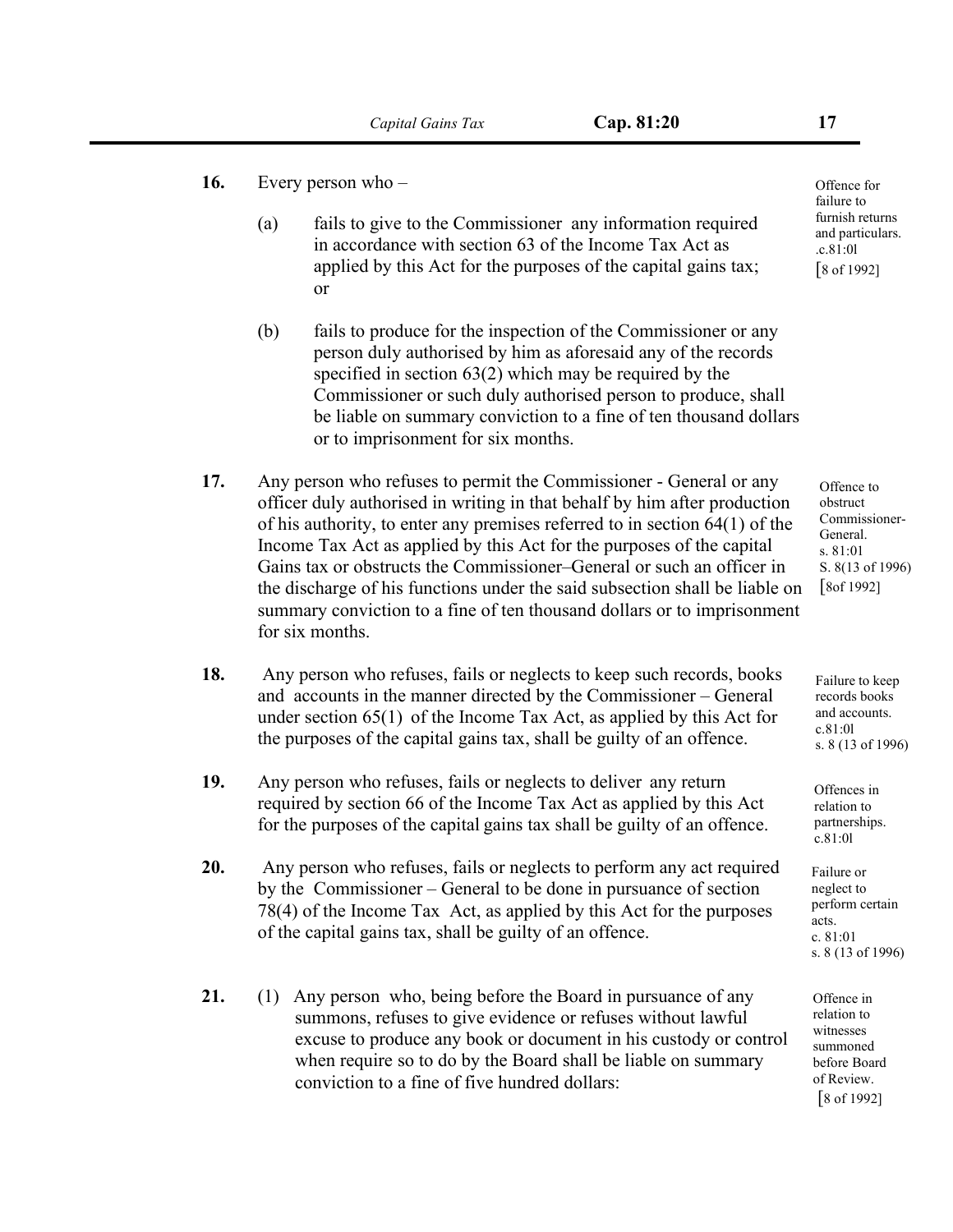**16.** Every person who –

(a) fails to give to the Commissioner any information required in accordance with section 63 of the Income Tax Act as applied by this Act for the purposes of the capital gains tax; or

(b) fails to produce for the inspection of the Commissioner or any person duly authorised by him as aforesaid any of the records specified in section 63(2) which may be required by the Commissioner or such duly authorised person to produce, shall be liable on summary conviction to a fine of ten thousand dollars or to imprisonment for six months.

*Offence for failure to furnish returns and particulars. .c.81:0l [8 of 1992]*

**17.** Any person who refuses to permit the Commissioner - General or any officer duly authorised in writing in that behalf by him after production of his authority, to enter any premises referred to in section 64(1) of the Income Tax Act as applied by this Act for the purposes of the capital Gains tax or obstructs the Commissioner–General or such an officer in the discharge of his functions under the said subsection shall be liable on summary conviction to a fine of ten thousand dollars or to imprisonment for six months.

*Offence to obstruct Commissioner-General. s. 81:01 S. 8(13 of 1996) [8of 1992]*

**18.** Any person who refuses, fails or neglects to keep such records, books and accounts in the manner directed by the Commissioner – General under section 65(1) of the Income Tax Act, as applied by this Act for the purposes of the capital gains tax, shall be guilty of an offence.

*Failure to keep records books and accounts. c.81:0l s. 8 (13 of 1996)*

**19.** Any person who refuses, fails or neglects to deliver any return required by section 66 of the Income Tax Act as applied by this Act for the purposes of the capital gains tax shall be guilty of an offence.

*Offences in relation to partnerships. c.81:0l*

**20.** Any person who refuses, fails or neglects to perform any act required by the Commissioner – General to be done in pursuance of section 78(4) of the Income Tax Act, as applied by this Act for the purposes of the capital gains tax, shall be guilty of an offence.

*Failure or neglect to perform certain acts. c. 81:01 s. 8 (13 of 1996)*

**21.** (1) Any person who, being before the Board in pursuance of any summons, refuses to give evidence or refuses without lawful excuse to produce any book or document in his custody or control when require so to do by the Board shall be liable on summary conviction to a fine of five hundred dollars:

*Offence in relation to witnesses summoned before Board of Review. [8 of 1992]*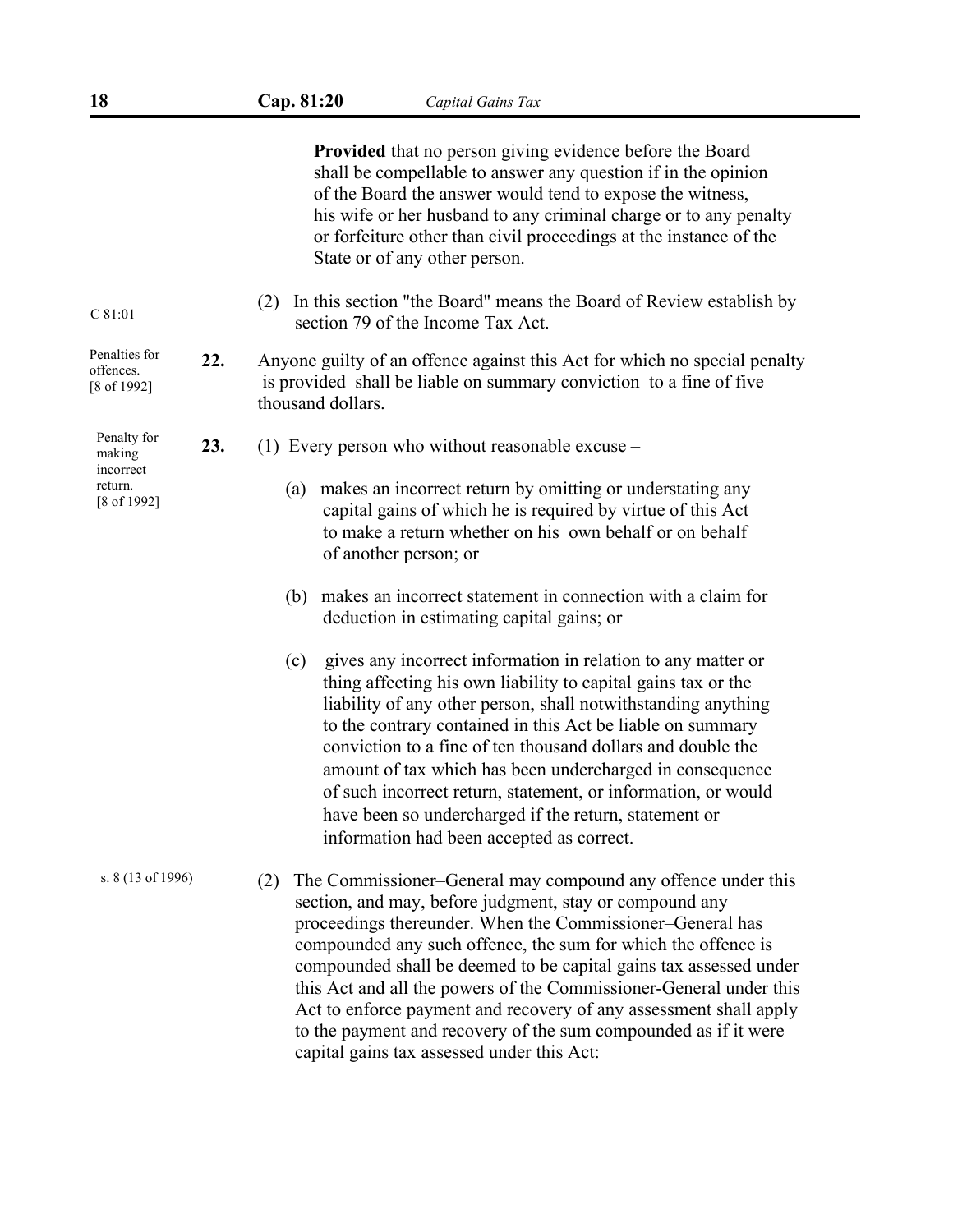**Provided** that no person giving evidence before the Board shall be compellable to answer any question if in the opinion of the Board the answer would tend to expose the witness, his wife or her husband to any criminal charge or to any penalty or forfeiture other than civil proceedings at the instance of the State or of any other person.

C 81:01

(2) In this section "the Board" means the Board of Review establish by section 79 of the Income Tax Act.

Penalties for offences. [8 of 1992]

**22.** Anyone guilty of an offence against this Act for which no special penalty is provided shall be liable on summary conviction to a fine of five thousand dollars.

Penalty for making incorrect return. [8 of 1992]

**23.** (1) Every person who without reasonable excuse –

(a) makes an incorrect return by omitting or understating any capital gains of which he is required by virtue of this Act to make a return whether on his own behalf or on behalf of another person; or

(b) makes an incorrect statement in connection with a claim for deduction in estimating capital gains; or

(c) gives any incorrect information in relation to any matter or thing affecting his own liability to capital gains tax or the liability of any other person, shall notwithstanding anything to the contrary contained in this Act be liable on summary conviction to a fine of ten thousand dollars and double the amount of tax which has been undercharged in consequence of such incorrect return, statement, or information, or would have been so undercharged if the return, statement or information had been accepted as correct.

s. 8 (13 of 1996)

(2) The Commissioner–General may compound any offence under this section, and may, before judgment, stay or compound any proceedings thereunder. When the Commissioner–General has compounded any such offence, the sum for which the offence is compounded shall be deemed to be capital gains tax assessed under this Act and all the powers of the Commissioner-General under this Act to enforce payment and recovery of any assessment shall apply to the payment and recovery of the sum compounded as if it were capital gains tax assessed under this Act: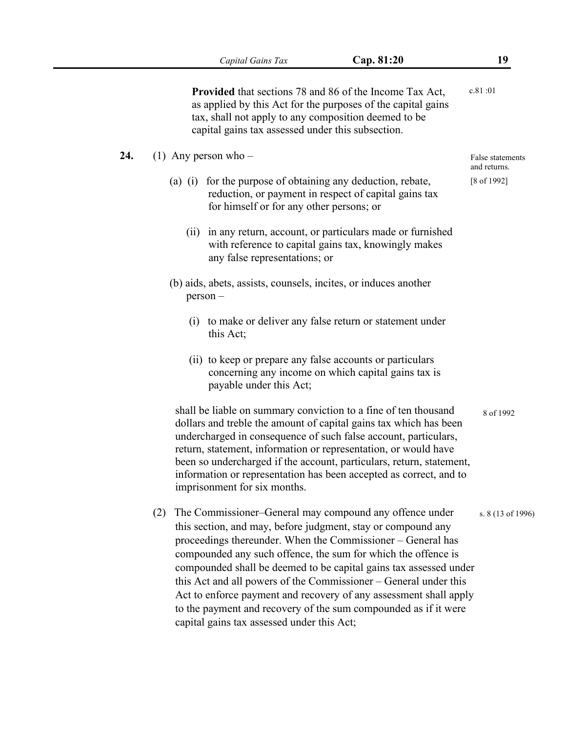**Provided** that sections 78 and 86 of the Income Tax Act, as applied by this Act for the purposes of the capital gains tax, shall not apply to any composition deemed to be capital gains tax assessed under this subsection. c.81 :01

**24.** (1) Any person who – *False statements and returns.* [8 of 1992]

(a) (i) for the purpose of obtaining any deduction, rebate, reduction, or payment in respect of capital gains tax for himself or for any other persons; or

(ii) in any return, account, or particulars made or furnished with reference to capital gains tax, knowingly makes any false representations; or

(b) aids, abets, assists, counsels, incites, or induces another person –

(i) to make or deliver any false return or statement under this Act;

(ii) to keep or prepare any false accounts or particulars concerning any income on which capital gains tax is payable under this Act;

shall be liable on summary conviction to a fine of ten thousand dollars and treble the amount of capital gains tax which has been undercharged in consequence of such false account, particulars, return, statement, information or representation, or would have been so undercharged if the account, particulars, return, statement, information or representation has been accepted as correct, and to imprisonment for six months. 8 of 1992

(2) The Commissioner–General may compound any offence under this section, and may, before judgment, stay or compound any proceedings thereunder. When the Commissioner – General has compounded any such offence, the sum for which the offence is compounded shall be deemed to be capital gains tax assessed under this Act and all powers of the Commissioner – General under this Act to enforce payment and recovery of any assessment shall apply to the payment and recovery of the sum compounded as if it were capital gains tax assessed under this Act; s. 8 (13 of 1996)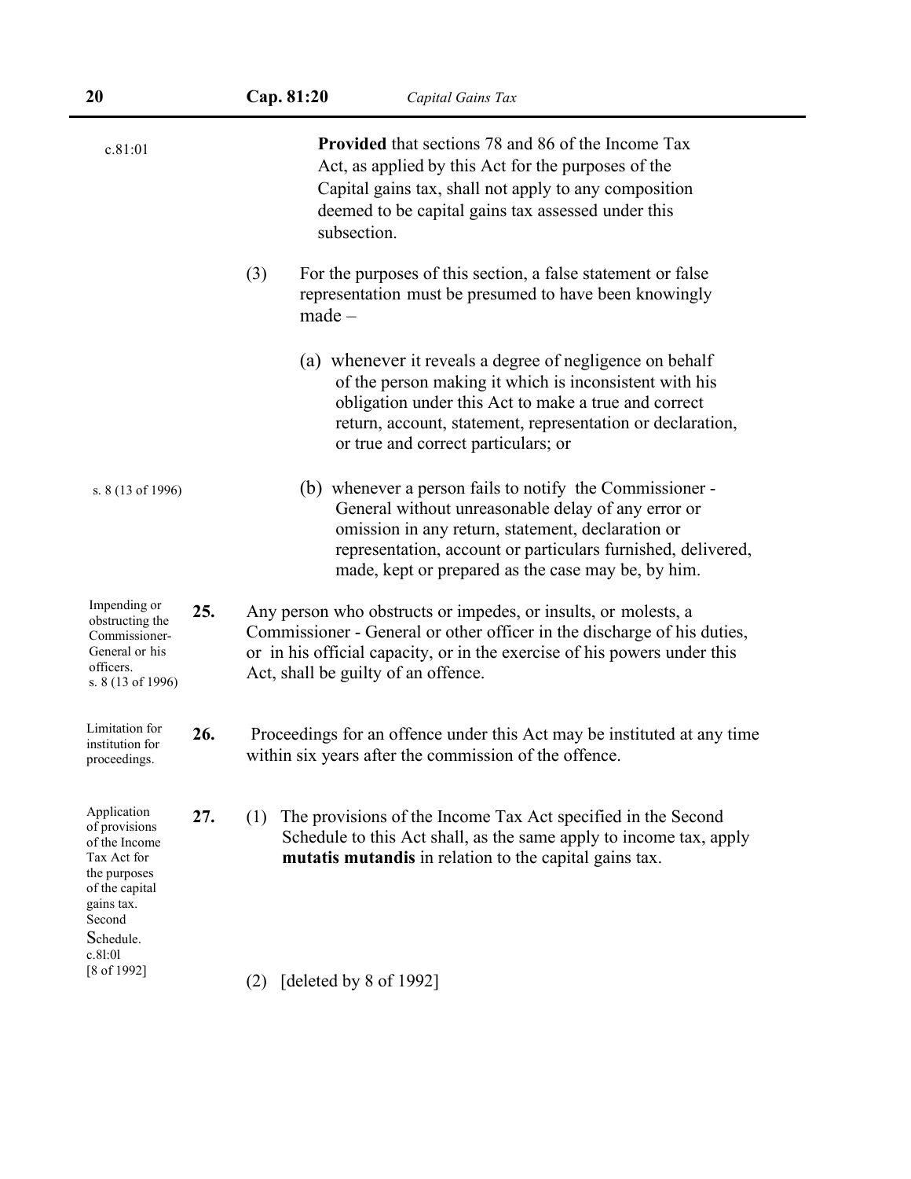c.81:01

**Provided** that sections 78 and 86 of the Income Tax Act, as applied by this Act for the purposes of the Capital gains tax, shall not apply to any composition deemed to be capital gains tax assessed under this subsection.

(3) For the purposes of this section, a false statement or false representation must be presumed to have been knowingly made –

(a) whenever it reveals a degree of negligence on behalf of the person making it which is inconsistent with his obligation under this Act to make a true and correct return, account, statement, representation or declaration, or true and correct particulars; or

s. 8 (13 of 1996)

(b) whenever a person fails to notify the Commissioner - General without unreasonable delay of any error or omission in any return, statement, declaration or representation, account or particulars furnished, delivered, made, kept or prepared as the case may be, by him.

Impending or obstructing the Commissioner-General or his officers. s. 8 (13 of 1996)

**25.** Any person who obstructs or impedes, or insults, or molests, a Commissioner - General or other officer in the discharge of his duties, or in his official capacity, or in the exercise of his powers under this Act, shall be guilty of an offence.

Limitation for institution for proceedings.

**26.** Proceedings for an offence under this Act may be instituted at any time within six years after the commission of the offence.

Application of provisions of the Income Tax Act for the purposes of the capital gains tax. Second Schedule. c.8l:0l [8 of 1992]

**27.** (1) The provisions of the Income Tax Act specified in the Second Schedule to this Act shall, as the same apply to income tax, apply **mutatis mutandis** in relation to the capital gains tax.

(2) [deleted by 8 of 1992]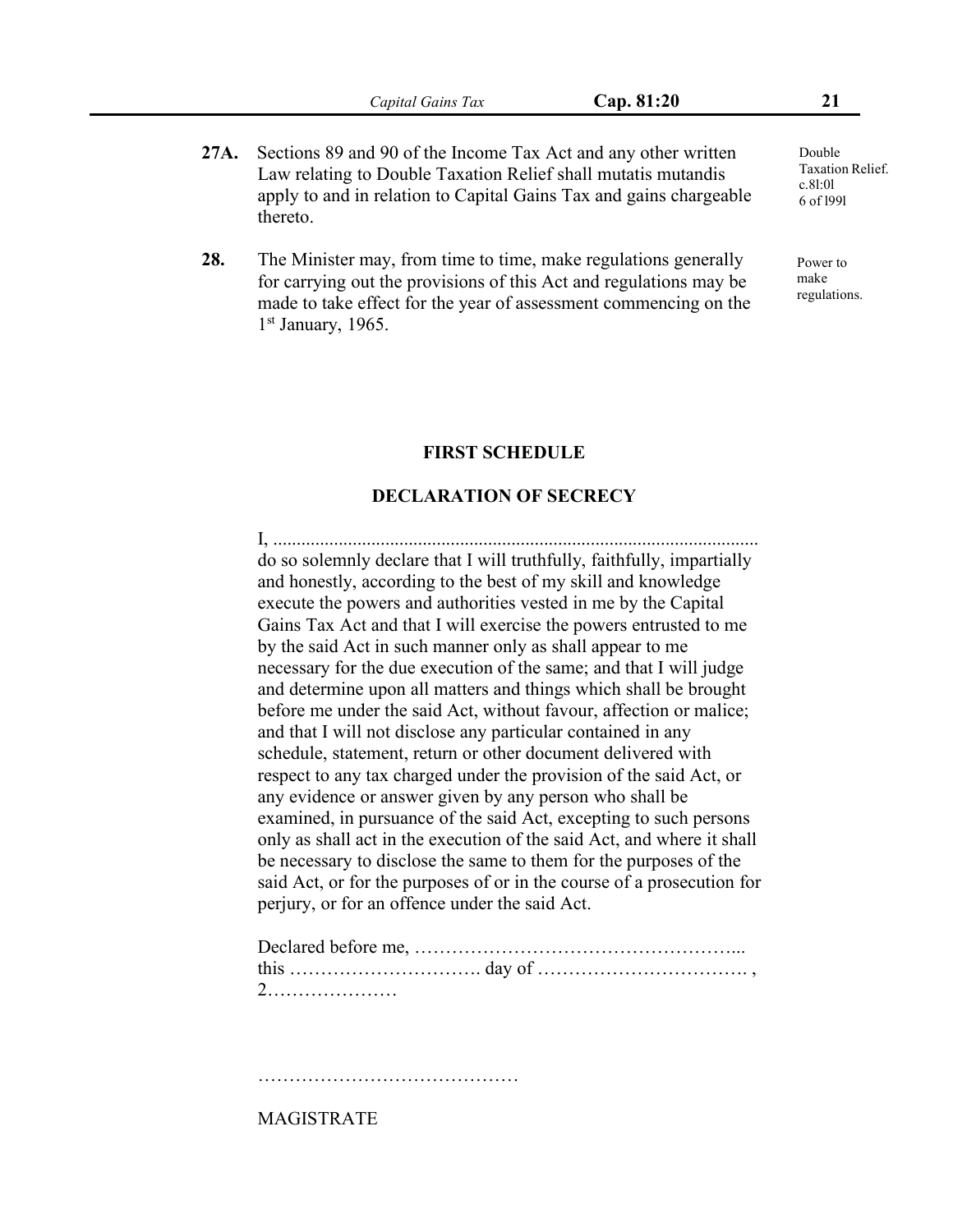**27A.** Sections 89 and 90 of the Income Tax Act and any other written Law relating to Double Taxation Relief shall mutatis mutandis apply to and in relation to Capital Gains Tax and gains chargeable thereto.

Double Taxation Relief. c.8l:0l 6 of l99l

**28.** The Minister may, from time to time, make regulations generally for carrying out the provisions of this Act and regulations may be made to take effect for the year of assessment commencing on the 1st January, 1965.

Power to make regulations.

## FIRST SCHEDULE

## DECLARATION OF SECRECY

I, ....................................................................................................... do so solemnly declare that I will truthfully, faithfully, impartially and honestly, according to the best of my skill and knowledge execute the powers and authorities vested in me by the Capital Gains Tax Act and that I will exercise the powers entrusted to me by the said Act in such manner only as shall appear to me necessary for the due execution of the same; and that I will judge and determine upon all matters and things which shall be brought before me under the said Act, without favour, affection or malice; and that I will not disclose any particular contained in any schedule, statement, return or other document delivered with respect to any tax charged under the provision of the said Act, or any evidence or answer given by any person who shall be examined, in pursuance of the said Act, excepting to such persons only as shall act in the execution of the said Act, and where it shall be necessary to disclose the same to them for the purposes of the said Act, or for the purposes of or in the course of a prosecution for perjury, or for an offence under the said Act.

Declared before me, ……………………………………………...
this …………………………. day of ……………………………. ,
2…………………

……………………………………

MAGISTRATE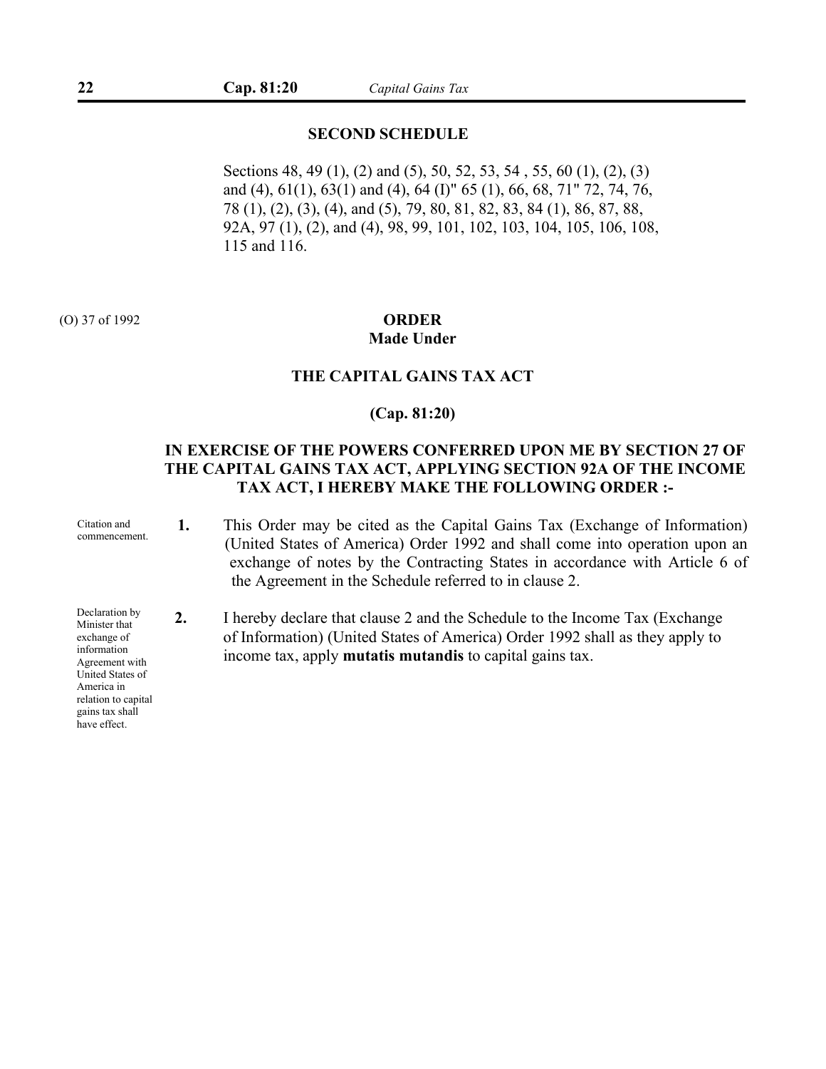## SECOND SCHEDULE

Sections 48, 49 (1), (2) and (5), 50, 52, 53, 54 , 55, 60 (1), (2), (3) and (4), 61(1), 63(1) and (4), 64 (I)" 65 (1), 66, 68, 71" 72, 74, 76, 78 (1), (2), (3), (4), and (5), 79, 80, 81, 82, 83, 84 (1), 86, 87, 88, 92A, 97 (1), (2), and (4), 98, 99, 101, 102, 103, 104, 105, 106, 108, 115 and 116.

(O) 37 of 1992

## ORDER
### Made Under

### THE CAPITAL GAINS TAX ACT

### (Cap. 81:20)

**IN EXERCISE OF THE POWERS CONFERRED UPON ME BY SECTION 27 OF THE CAPITAL GAINS TAX ACT, APPLYING SECTION 92A OF THE INCOME TAX ACT, I HEREBY MAKE THE FOLLOWING ORDER :-**

Citation and commencement.

**1.** This Order may be cited as the Capital Gains Tax (Exchange of Information) (United States of America) Order 1992 and shall come into operation upon an exchange of notes by the Contracting States in accordance with Article 6 of the Agreement in the Schedule referred to in clause 2.

Declaration by Minister that exchange of information Agreement with United States of America in relation to capital gains tax shall have effect.

**2.** I hereby declare that clause 2 and the Schedule to the Income Tax (Exchange of Information) (United States of America) Order 1992 shall as they apply to income tax, apply **mutatis mutandis** to capital gains tax.